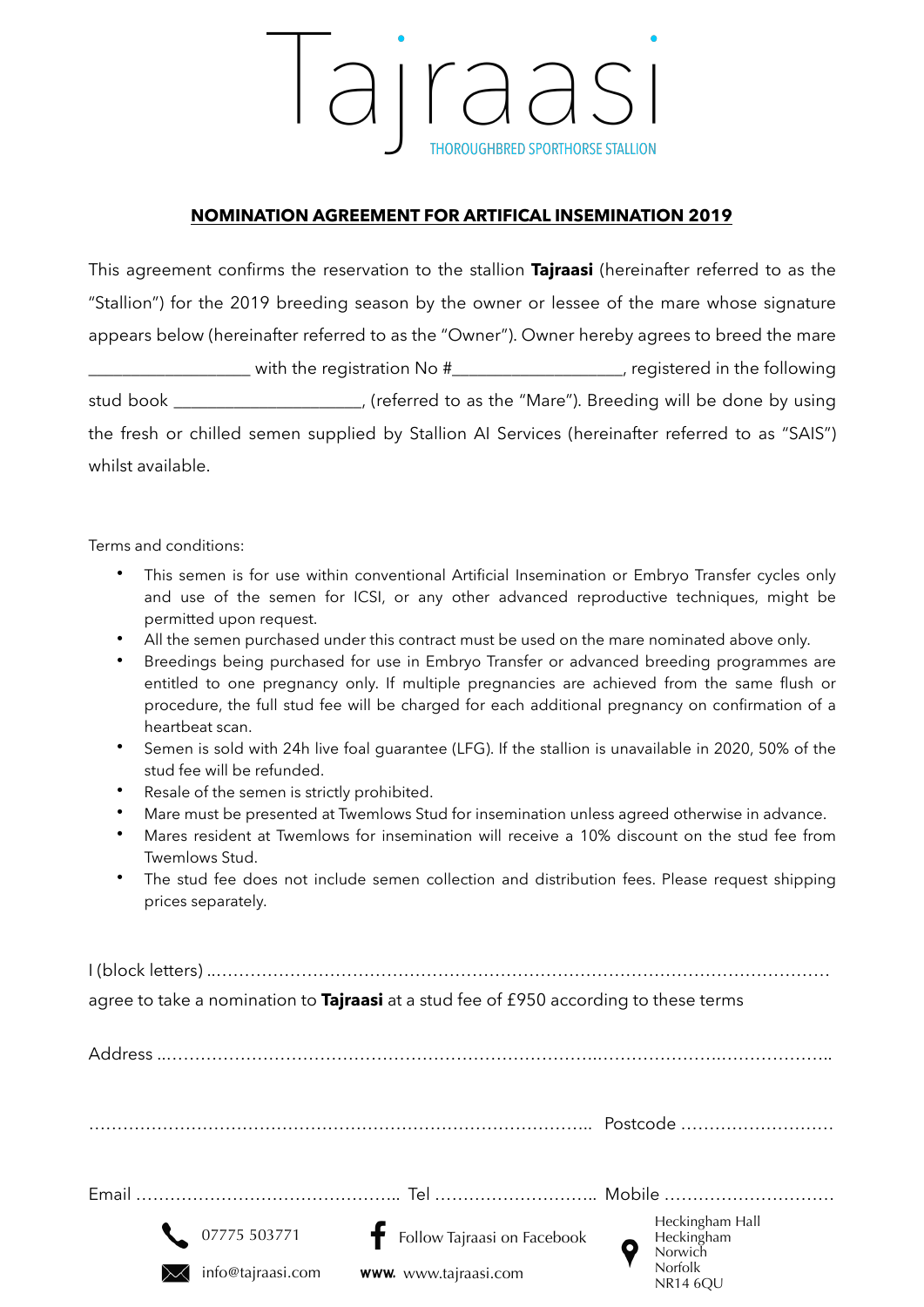# Tajraasi

THOROUGHBRED SPORTHORSE STALLION

## NOMINATION AGREEMENT FOR ARTIFICAL INSEMINATION 2019

This agreement confirms the reservation to the stallion **Tajraasi** (hereinafter referred to as the "Stallion") for the 2019 breeding season by the owner or lessee of the mare whose signature appears below (hereinafter referred to as the "Owner"). Owner hereby agrees to breed the mare __________________ with the registration No #__________________, registered in the following stud book ____________________, (referred to as the "Mare"). Breeding will be done by using the fresh or chilled semen supplied by Stallion AI Services (hereinafter referred to as "SAIS") whilst available.

Terms and conditions:

- This semen is for use within conventional Artificial Insemination or Embryo Transfer cycles only and use of the semen for ICSI, or any other advanced reproductive techniques, might be permitted upon request.
- All the semen purchased under this contract must be used on the mare nominated above only.
- Breedings being purchased for use in Embryo Transfer or advanced breeding programmes are entitled to one pregnancy only. If multiple pregnancies are achieved from the same flush or procedure, the full stud fee will be charged for each additional pregnancy on confirmation of a heartbeat scan.
- Semen is sold with 24h live foal guarantee (LFG). If the stallion is unavailable in 2020, 50% of the stud fee will be refunded.
- Resale of the semen is strictly prohibited.
- Mare must be presented at Twemlows Stud for insemination unless agreed otherwise in advance.
- Mares resident at Twemlows for insemination will receive a 10% discount on the stud fee from Twemlows Stud.
- The stud fee does not include semen collection and distribution fees. Please request shipping prices separately.

I (block letters) ………………………………………………………………………………………………

agree to take a nomination to **Tajraasi** at a stud fee of £950 according to these terms

Address ……………………………………………………………………………………………………..

……………………………………………………………………………….. Postcode ………………………

Email ……………………………………….. Tel ……………………….. Mobile ………………………….

07775 503771 | Follow Tajraasi on Facebook | Heckingham Hall, Heckingham, Norwich, Norfolk, NR14 6QU

info@tajraasi.com | www. www.tajraasi.com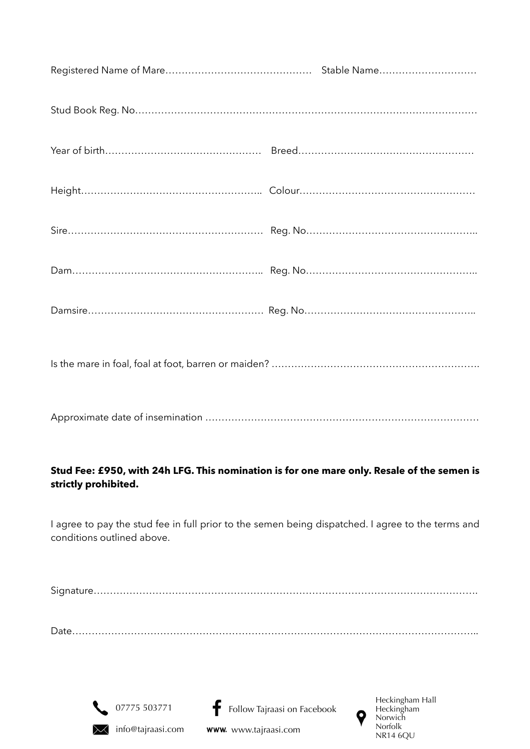Registered Name of Mare……………………………………… Stable Name…………………………

Stud Book Reg. No………………………………………………………………………………………

Year of birth………………………………………… Breed……………………………………………

Height…………………………………………….. Colour……………………………………………

Sire…………………………………………………. Reg. No…………………………………………..

Dam……………………………………………….. Reg. No…………………………………………..

Damsire……………………………………………. Reg. No…………………………………………..

Is the mare in foal, foal at foot, barren or maiden? ……………………………………………………….

Approximate date of insemination …………………………………………………………………………

**Stud Fee: £950, with 24h LFG. This nomination is for one mare only. Resale of the semen is strictly prohibited.**

I agree to pay the stud fee in full prior to the semen being dispatched. I agree to the terms and conditions outlined above.

Signature……………………………………………………………………………………………….

Date…………………………………………………………………………………………………..

07775 503771

info@tajraasi.com

Follow Tajraasi on Facebook

www. www.tajraasi.com

Heckingham Hall
Heckingham
Norwich
Norfolk
NR14 6QU